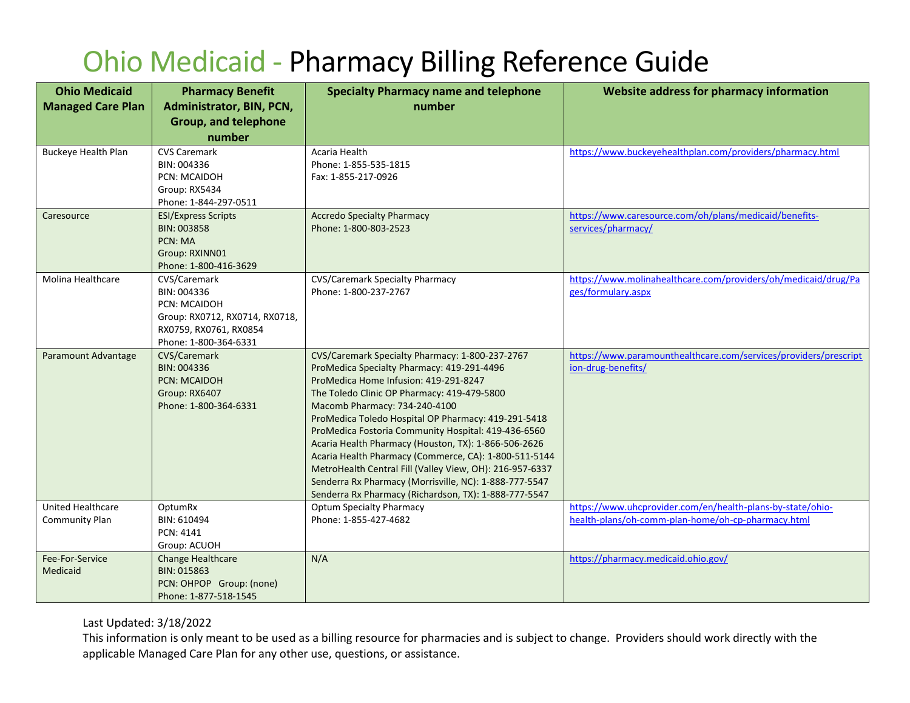# Ohio Medicaid - Pharmacy Billing Reference Guide

| Ohio Medicaid Managed Care Plan | Pharmacy Benefit Administrator, BIN, PCN, Group, and telephone number | Specialty Pharmacy name and telephone number | Website address for pharmacy information |
|---|---|---|---|
| Buckeye Health Plan | CVS Caremark<br>BIN: 004336<br>PCN: MCAIDOH<br>Group: RX5434<br>Phone: 1-844-297-0511 | Acaria Health<br>Phone: 1-855-535-1815<br>Fax: 1-855-217-0926 | https://www.buckeyehealthplan.com/providers/pharmacy.html |
| Caresource | ESI/Express Scripts<br>BIN: 003858<br>PCN: MA<br>Group: RXINN01<br>Phone: 1-800-416-3629 | Accredo Specialty Pharmacy<br>Phone: 1-800-803-2523 | https://www.caresource.com/oh/plans/medicaid/benefits-services/pharmacy/ |
| Molina Healthcare | CVS/Caremark<br>BIN: 004336<br>PCN: MCAIDOH<br>Group: RX0712, RX0714, RX0718, RX0759, RX0761, RX0854<br>Phone: 1-800-364-6331 | CVS/Caremark Specialty Pharmacy<br>Phone: 1-800-237-2767 | https://www.molinahealthcare.com/providers/oh/medicaid/drug/Pages/formulary.aspx |
| Paramount Advantage | CVS/Caremark<br>BIN: 004336<br>PCN: MCAIDOH<br>Group: RX6407<br>Phone: 1-800-364-6331 | CVS/Caremark Specialty Pharmacy: 1-800-237-2767<br>ProMedica Specialty Pharmacy: 419-291-4496<br>ProMedica Home Infusion: 419-291-8247<br>The Toledo Clinic OP Pharmacy: 419-479-5800<br>Macomb Pharmacy: 734-240-4100<br>ProMedica Toledo Hospital OP Pharmacy: 419-291-5418<br>ProMedica Fostoria Community Hospital: 419-436-6560<br>Acaria Health Pharmacy (Houston, TX): 1-866-506-2626<br>Acaria Health Pharmacy (Commerce, CA): 1-800-511-5144<br>MetroHealth Central Fill (Valley View, OH): 216-957-6337<br>Senderra Rx Pharmacy (Morrisville, NC): 1-888-777-5547<br>Senderra Rx Pharmacy (Richardson, TX): 1-888-777-5547 | https://www.paramounthealthcare.com/services/providers/prescription-drug-benefits/ |
| United Healthcare Community Plan | OptumRx<br>BIN: 610494<br>PCN: 4141<br>Group: ACUOH | Optum Specialty Pharmacy<br>Phone: 1-855-427-4682 | https://www.uhcprovider.com/en/health-plans-by-state/ohio-health-plans/oh-comm-plan-home/oh-cp-pharmacy.html |
| Fee-For-Service Medicaid | Change Healthcare<br>BIN: 015863<br>PCN: OHPOP Group: (none)<br>Phone: 1-877-518-1545 | N/A | https://pharmacy.medicaid.ohio.gov/ |

Last Updated: 3/18/2022

This information is only meant to be used as a billing resource for pharmacies and is subject to change. Providers should work directly with the applicable Managed Care Plan for any other use, questions, or assistance.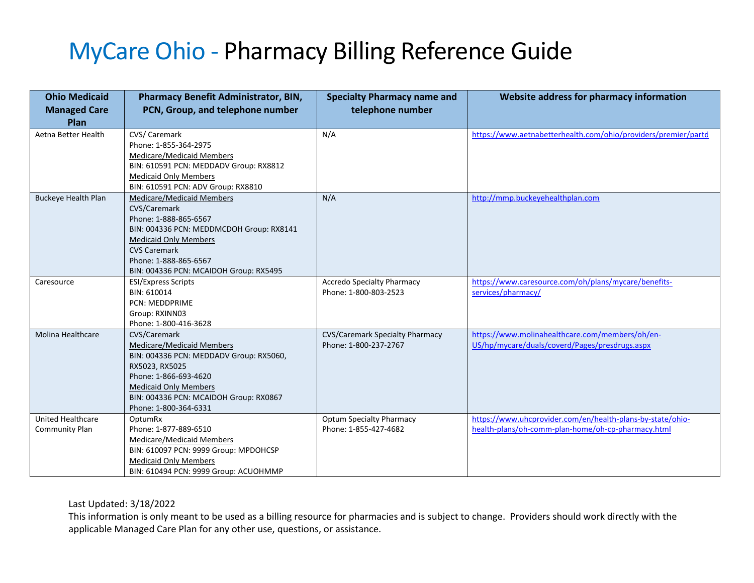# MyCare Ohio - Pharmacy Billing Reference Guide

| Ohio Medicaid Managed Care Plan | Pharmacy Benefit Administrator, BIN, PCN, Group, and telephone number | Specialty Pharmacy name and telephone number | Website address for pharmacy information |
|---|---|---|---|
| Aetna Better Health | CVS/ Caremark<br>Phone: 1-855-364-2975<br>Medicare/Medicaid Members<br>BIN: 610591 PCN: MEDDADV Group: RX8812<br>Medicaid Only Members<br>BIN: 610591 PCN: ADV Group: RX8810 | N/A | https://www.aetnabetterhealth.com/ohio/providers/premier/partd |
| Buckeye Health Plan | Medicare/Medicaid Members<br>CVS/Caremark<br>Phone: 1-888-865-6567<br>BIN: 004336 PCN: MEDDMCDOH Group: RX8141<br>Medicaid Only Members<br>CVS Caremark<br>Phone: 1-888-865-6567<br>BIN: 004336 PCN: MCAIDOH Group: RX5495 | N/A | http://mmp.buckeyehealthplan.com |
| Caresource | ESI/Express Scripts<br>BIN: 610014<br>PCN: MEDDPRIME<br>Group: RXINN03<br>Phone: 1-800-416-3628 | Accredo Specialty Pharmacy<br>Phone: 1-800-803-2523 | https://www.caresource.com/oh/plans/mycare/benefits-services/pharmacy/ |
| Molina Healthcare | CVS/Caremark<br>Medicare/Medicaid Members<br>BIN: 004336 PCN: MEDDADV Group: RX5060, RX5023, RX5025<br>Phone: 1-866-693-4620<br>Medicaid Only Members<br>BIN: 004336 PCN: MCAIDOH Group: RX0867<br>Phone: 1-800-364-6331 | CVS/Caremark Specialty Pharmacy<br>Phone: 1-800-237-2767 | https://www.molinahealthcare.com/members/oh/en-US/hp/mycare/duals/coverd/Pages/presdrugs.aspx |
| United Healthcare Community Plan | OptumRx<br>Phone: 1-877-889-6510<br>Medicare/Medicaid Members<br>BIN: 610097 PCN: 9999 Group: MPDOHCSP<br>Medicaid Only Members<br>BIN: 610494 PCN: 9999 Group: ACUOHMMP | Optum Specialty Pharmacy<br>Phone: 1-855-427-4682 | https://www.uhcprovider.com/en/health-plans-by-state/ohio-health-plans/oh-comm-plan-home/oh-cp-pharmacy.html |

Last Updated: 3/18/2022

This information is only meant to be used as a billing resource for pharmacies and is subject to change. Providers should work directly with the applicable Managed Care Plan for any other use, questions, or assistance.